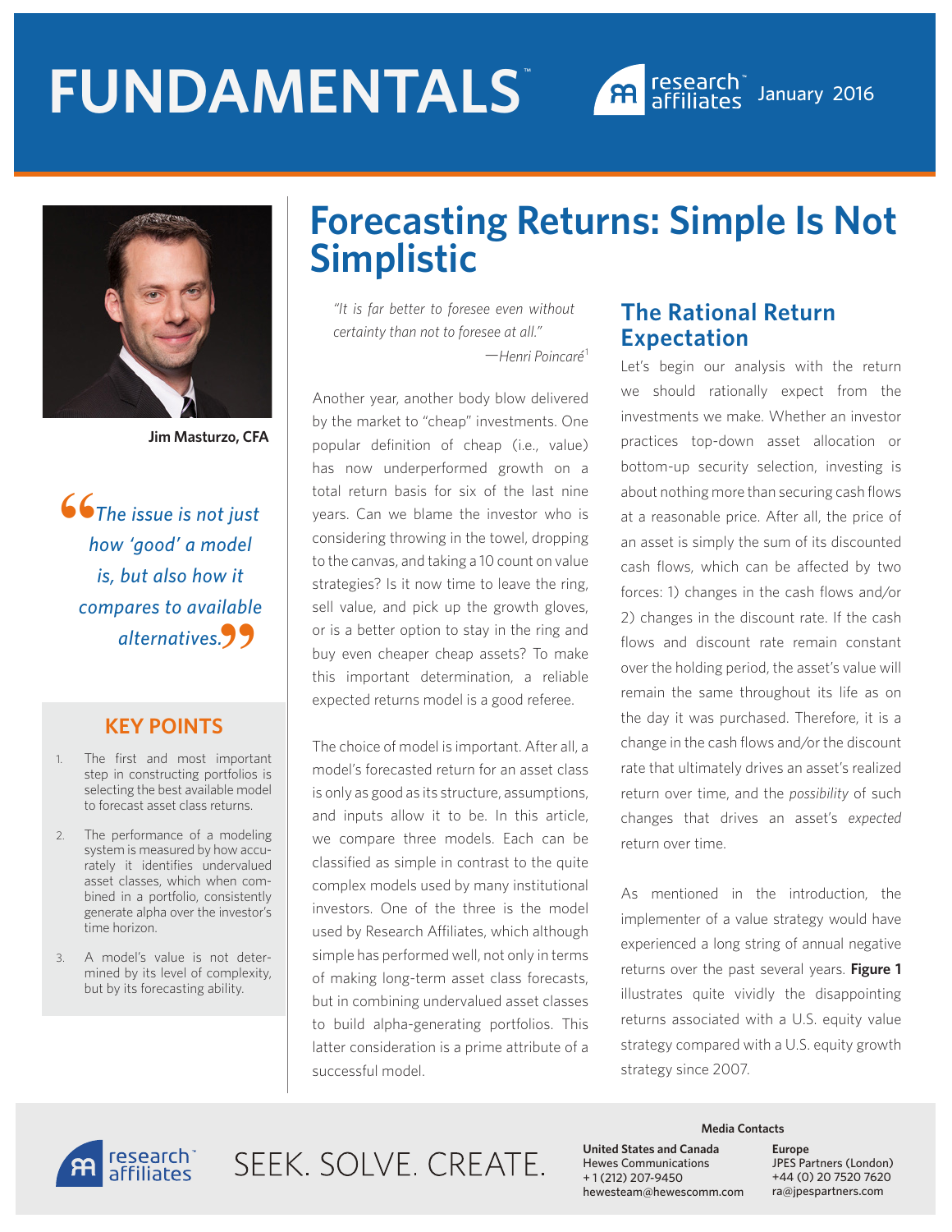# FUNDAMENTALS™

January 2016

## Forecasting Returns: Simple Is Not Simplistic

**Jim Masturzo, CFA**

> *"The issue is not just how 'good' a model is, but also how it compares to available alternatives."*

### KEY POINTS

1. The first and most important step in constructing portfolios is selecting the best available model to forecast asset class returns.
2. The performance of a modeling system is measured by how accurately it identifies undervalued asset classes, which when combined in a portfolio, consistently generate alpha over the investor's time horizon.
3. A model's value is not determined by its level of complexity, but by its forecasting ability.

> *"It is far better to foresee even without certainty than not to foresee at all."*
>
> —*Henri Poincaré*[1]

Another year, another body blow delivered by the market to "cheap" investments. One popular definition of cheap (i.e., value) has now underperformed growth on a total return basis for six of the last nine years. Can we blame the investor who is considering throwing in the towel, dropping to the canvas, and taking a 10 count on value strategies? Is it now time to leave the ring, sell value, and pick up the growth gloves, or is a better option to stay in the ring and buy even cheaper cheap assets? To make this important determination, a reliable expected returns model is a good referee.

The choice of model is important. After all, a model's forecasted return for an asset class is only as good as its structure, assumptions, and inputs allow it to be. In this article, we compare three models. Each can be classified as simple in contrast to the quite complex models used by many institutional investors. One of the three is the model used by Research Affiliates, which although simple has performed well, not only in terms of making long-term asset class forecasts, but in combining undervalued asset classes to build alpha-generating portfolios. This latter consideration is a prime attribute of a successful model.

### The Rational Return Expectation

Let's begin our analysis with the return we should rationally expect from the investments we make. Whether an investor practices top-down asset allocation or bottom-up security selection, investing is about nothing more than securing cash flows at a reasonable price. After all, the price of an asset is simply the sum of its discounted cash flows, which can be affected by two forces: 1) changes in the cash flows and/or 2) changes in the discount rate. If the cash flows and discount rate remain constant over the holding period, the asset's value will remain the same throughout its life as on the day it was purchased. Therefore, it is a change in the cash flows and/or the discount rate that ultimately drives an asset's realized return over time, and the *possibility* of such changes that drives an asset's *expected* return over time.

As mentioned in the introduction, the implementer of a value strategy would have experienced a long string of annual negative returns over the past several years. **Figure 1** illustrates quite vividly the disappointing returns associated with a U.S. equity value strategy compared with a U.S. equity growth strategy since 2007.

SEEK. SOLVE. CREATE.

**Media Contacts**

**United States and Canada**
Hewes Communications
+ 1 (212) 207-9450
hewesteam@hewescomm.com

**Europe**
JPES Partners (London)
+44 (0) 20 7520 7620
ra@jpespartners.com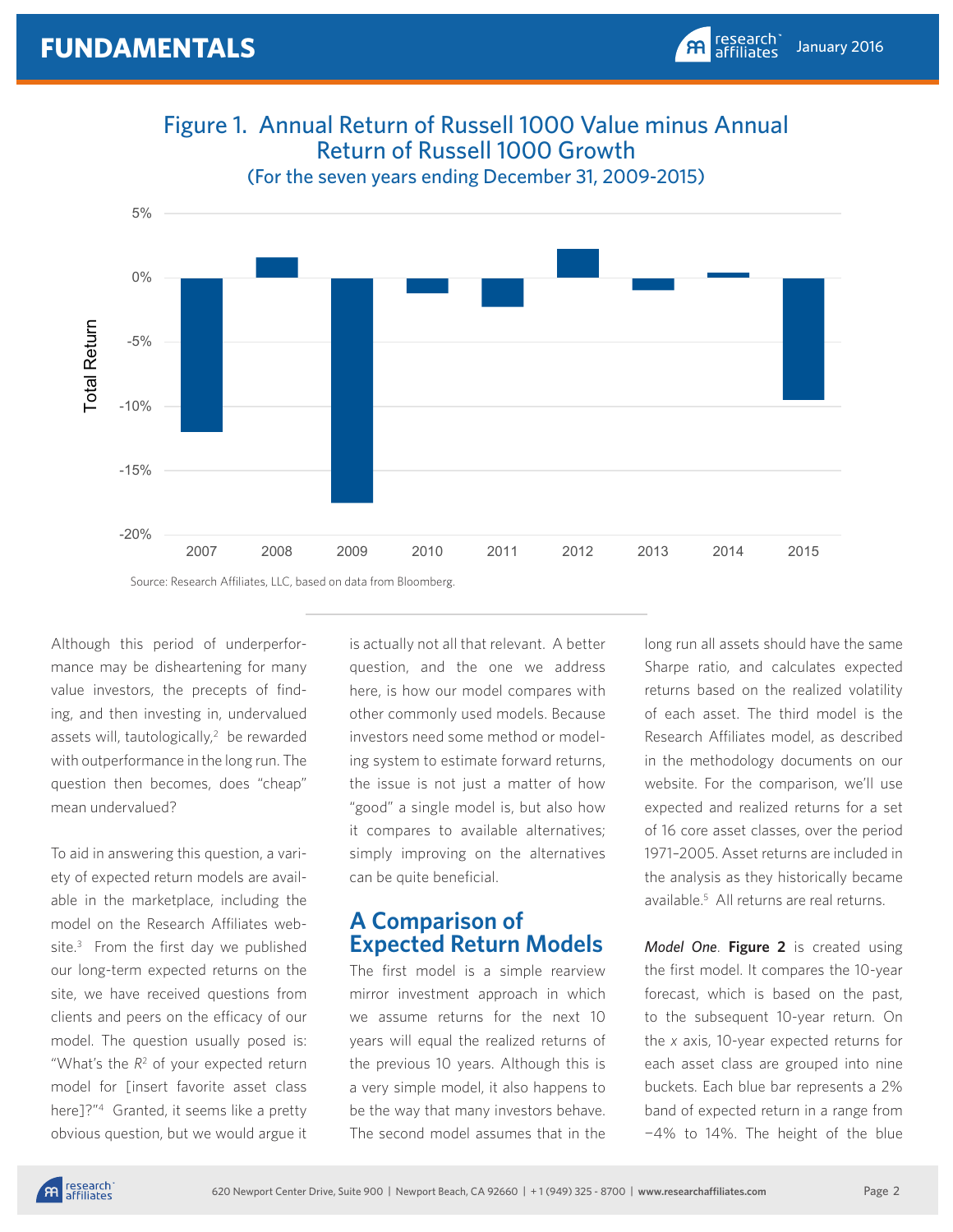Figure 1. Annual Return of Russell 1000 Value minus Annual Return of Russell 1000 Growth
(For the seven years ending December 31, 2009-2015)

Source: Research Affiliates, LLC, based on data from Bloomberg.

Although this period of underperformance may be disheartening for many value investors, the precepts of finding, and then investing in, undervalued assets will, tautologically,[2] be rewarded with outperformance in the long run. The question then becomes, does "cheap" mean undervalued?

To aid in answering this question, a variety of expected return models are available in the marketplace, including the model on the Research Affiliates website.[3] From the first day we published our long-term expected returns on the site, we have received questions from clients and peers on the efficacy of our model. The question usually posed is: "What's the $R^2$ of your expected return model for [insert favorite asset class here]?"[4] Granted, it seems like a pretty obvious question, but we would argue it is actually not all that relevant. A better question, and the one we address here, is how our model compares with other commonly used models. Because investors need some method or modeling system to estimate forward returns, the issue is not just a matter of how "good" a single model is, but also how it compares to available alternatives; simply improving on the alternatives can be quite beneficial.

## A Comparison of Expected Return Models

The first model is a simple rearview mirror investment approach in which we assume returns for the next 10 years will equal the realized returns of the previous 10 years. Although this is a very simple model, it also happens to be the way that many investors behave. The second model assumes that in the long run all assets should have the same Sharpe ratio, and calculates expected returns based on the realized volatility of each asset. The third model is the Research Affiliates model, as described in the methodology documents on our website. For the comparison, we'll use expected and realized returns for a set of 16 core asset classes, over the period 1971–2005. Asset returns are included in the analysis as they historically became available.[5] All returns are real returns.

*Model One*. **Figure 2** is created using the first model. It compares the 10-year forecast, which is based on the past, to the subsequent 10-year return. On the *x* axis, 10-year expected returns for each asset class are grouped into nine buckets. Each blue bar represents a 2% band of expected return in a range from −4% to 14%. The height of the blue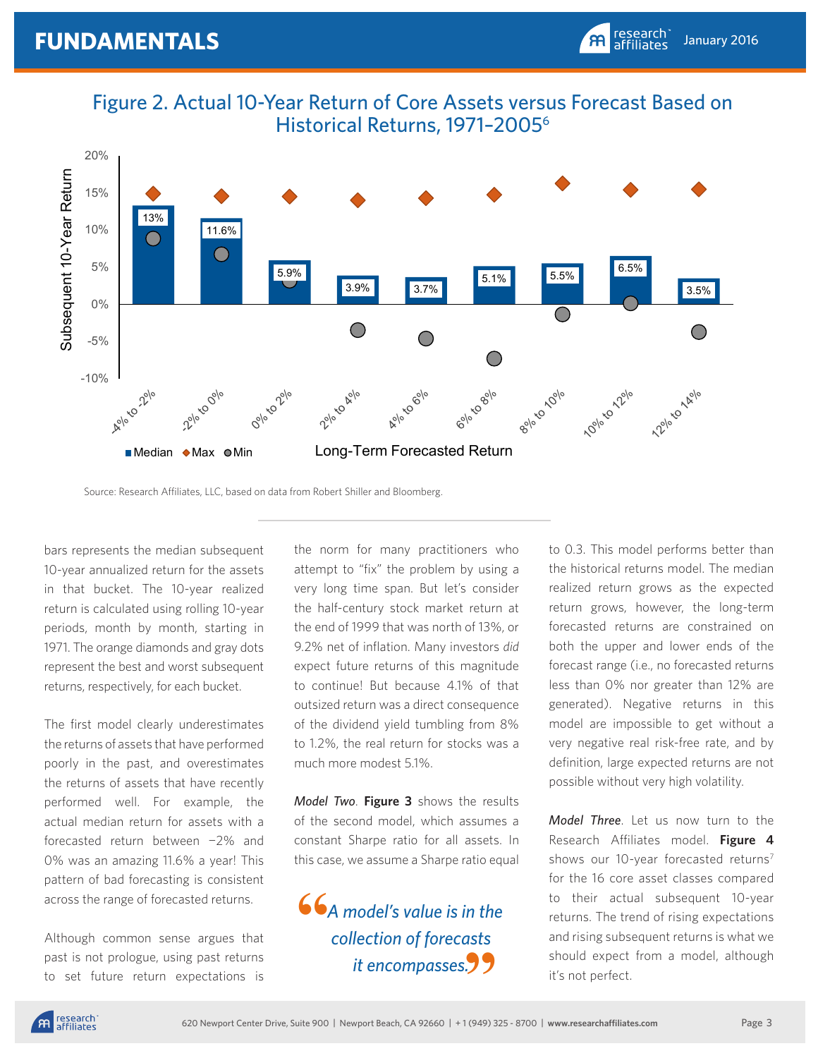## Figure 2. Actual 10-Year Return of Core Assets versus Forecast Based on Historical Returns, 1971–2005[6]

Source: Research Affiliates, LLC, based on data from Robert Shiller and Bloomberg.

bars represents the median subsequent 10-year annualized return for the assets in that bucket. The 10-year realized return is calculated using rolling 10-year periods, month by month, starting in 1971. The orange diamonds and gray dots represent the best and worst subsequent returns, respectively, for each bucket.

The first model clearly underestimates the returns of assets that have performed poorly in the past, and overestimates the returns of assets that have recently performed well. For example, the actual median return for assets with a forecasted return between −2% and 0% was an amazing 11.6% a year! This pattern of bad forecasting is consistent across the range of forecasted returns.

Although common sense argues that past is not prologue, using past returns to set future return expectations is the norm for many practitioners who attempt to "fix" the problem by using a very long time span. But let's consider the half-century stock market return at the end of 1999 that was north of 13%, or 9.2% net of inflation. Many investors *did* expect future returns of this magnitude to continue! But because 4.1% of that outsized return was a direct consequence of the dividend yield tumbling from 8% to 1.2%, the real return for stocks was a much more modest 5.1%.

*Model Two*. **Figure 3** shows the results of the second model, which assumes a constant Sharpe ratio for all assets. In this case, we assume a Sharpe ratio equal to 0.3. This model performs better than the historical returns model. The median realized return grows as the expected return grows, however, the long-term forecasted returns are constrained on both the upper and lower ends of the forecast range (i.e., no forecasted returns less than 0% nor greater than 12% are generated). Negative returns in this model are impossible to get without a very negative real risk-free rate, and by definition, large expected returns are not possible without very high volatility.

> *"A model's value is in the collection of forecasts it encompasses."*

*Model Three*. Let us now turn to the Research Affiliates model. **Figure 4** shows our 10-year forecasted returns[7] for the 16 core asset classes compared to their actual subsequent 10-year returns. The trend of rising expectations and rising subsequent returns is what we should expect from a model, although it's not perfect.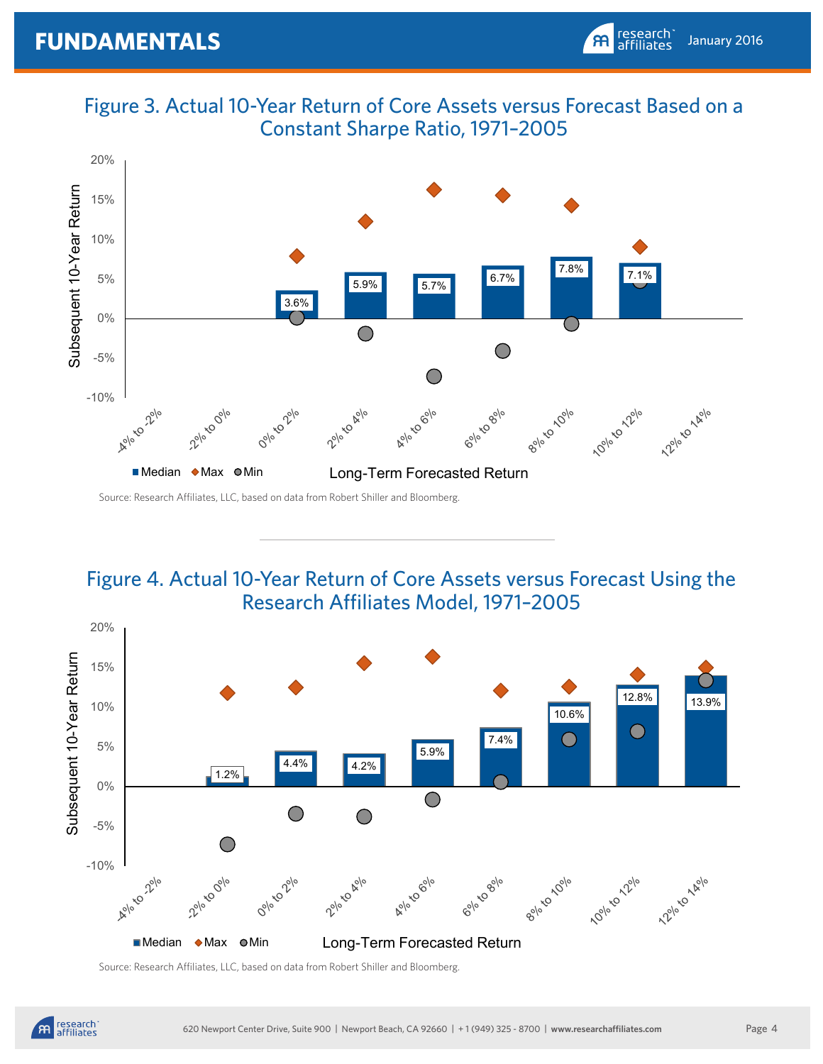### Figure 3. Actual 10-Year Return of Core Assets versus Forecast Based on a Constant Sharpe Ratio, 1971–2005

| Long-Term Forecasted Return | Median |
|---|---|
| -4% to -2% | |
| -2% to 0% | |
| 0% to 2% | 3.6% |
| 2% to 4% | 5.9% |
| 4% to 6% | 5.7% |
| 6% to 8% | 6.7% |
| 8% to 10% | 7.8% |
| 10% to 12% | 7.1% |
| 12% to 14% | |

Source: Research Affiliates, LLC, based on data from Robert Shiller and Bloomberg.

### Figure 4. Actual 10-Year Return of Core Assets versus Forecast Using the Research Affiliates Model, 1971–2005

| Long-Term Forecasted Return | Median |
|---|---|
| -4% to -2% | |
| -2% to 0% | 1.2% |
| 0% to 2% | 4.4% |
| 2% to 4% | 4.2% |
| 4% to 6% | 5.9% |
| 6% to 8% | 7.4% |
| 8% to 10% | 10.6% |
| 10% to 12% | 12.8% |
| 12% to 14% | 13.9% |

Source: Research Affiliates, LLC, based on data from Robert Shiller and Bloomberg.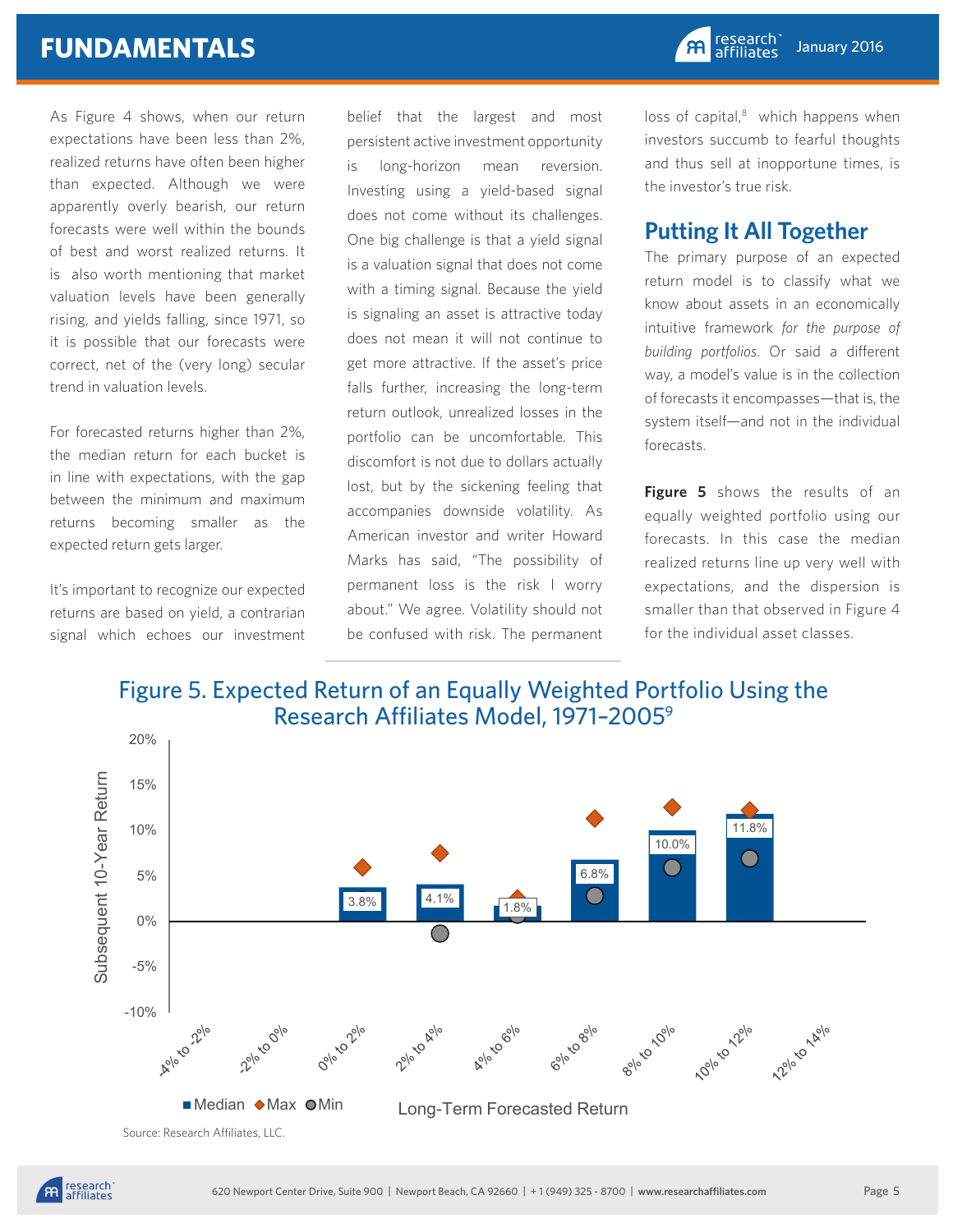As Figure 4 shows, when our return expectations have been less than 2%, realized returns have often been higher than expected. Although we were apparently overly bearish, our return forecasts were well within the bounds of best and worst realized returns. It is also worth mentioning that market valuation levels have been generally rising, and yields falling, since 1971, so it is possible that our forecasts were correct, net of the (very long) secular trend in valuation levels.

For forecasted returns higher than 2%, the median return for each bucket is in line with expectations, with the gap between the minimum and maximum returns becoming smaller as the expected return gets larger.

It's important to recognize our expected returns are based on yield, a contrarian signal which echoes our investment belief that the largest and most persistent active investment opportunity is long-horizon mean reversion. Investing using a yield-based signal does not come without its challenges. One big challenge is that a yield signal is a valuation signal that does not come with a timing signal. Because the yield is signaling an asset is attractive today does not mean it will not continue to get more attractive. If the asset's price falls further, increasing the long-term return outlook, unrealized losses in the portfolio can be uncomfortable. This discomfort is not due to dollars actually lost, but by the sickening feeling that accompanies downside volatility. As American investor and writer Howard Marks has said, "The possibility of permanent loss is the risk I worry about." We agree. Volatility should not be confused with risk. The permanent loss of capital,[8] which happens when investors succumb to fearful thoughts and thus sell at inopportune times, is the investor's true risk.

## Putting It All Together

The primary purpose of an expected return model is to classify what we know about assets in an economically intuitive framework *for the purpose of building portfolios*. Or said a different way, a model's value is in the collection of forecasts it encompasses—that is, the system itself—and not in the individual forecasts.

**Figure 5** shows the results of an equally weighted portfolio using our forecasts. In this case the median realized returns line up very well with expectations, and the dispersion is smaller than that observed in Figure 4 for the individual asset classes.

## Figure 5. Expected Return of an Equally Weighted Portfolio Using the Research Affiliates Model, 1971–2005[9]

| Long-Term Forecasted Return | Median (Subsequent 10-Year Return) |
|---|---|
| -4% to -2% | |
| -2% to 0% | |
| 0% to 2% | 3.8% |
| 2% to 4% | 4.1% |
| 4% to 6% | 1.8% |
| 6% to 8% | 6.8% |
| 8% to 10% | 10.0% |
| 10% to 12% | 11.8% |
| 12% to 14% | |

Source: Research Affiliates, LLC.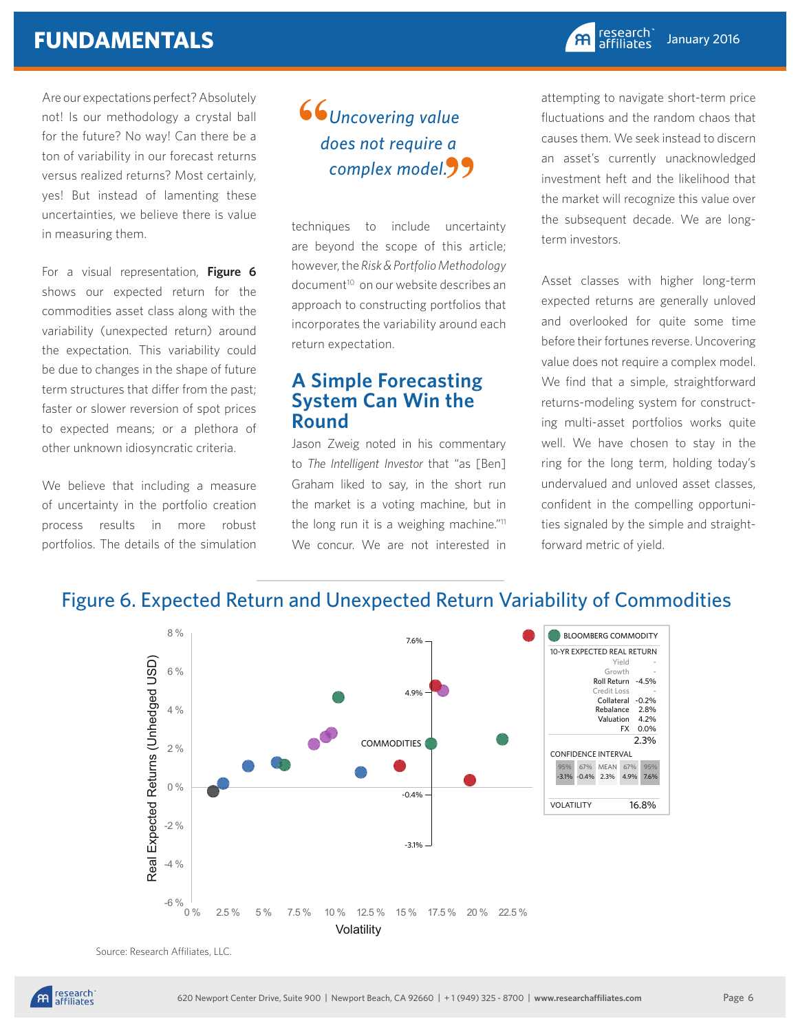Are our expectations perfect? Absolutely not! Is our methodology a crystal ball for the future? No way! Can there be a ton of variability in our forecast returns versus realized returns? Most certainly, yes! But instead of lamenting these uncertainties, we believe there is value in measuring them.

For a visual representation, **Figure 6** shows our expected return for the commodities asset class along with the variability (unexpected return) around the expectation. This variability could be due to changes in the shape of future term structures that differ from the past; faster or slower reversion of spot prices to expected means; or a plethora of other unknown idiosyncratic criteria.

We believe that including a measure of uncertainty in the portfolio creation process results in more robust portfolios. The details of the simulation techniques to include uncertainty are beyond the scope of this article; however, the *Risk & Portfolio Methodology* document[10] on our website describes an approach to constructing portfolios that incorporates the variability around each return expectation.

> "*Uncovering value does not require a complex model.*"

## A Simple Forecasting System Can Win the Round

Jason Zweig noted in his commentary to *The Intelligent Investor* that "as [Ben] Graham liked to say, in the short run the market is a voting machine, but in the long run it is a weighing machine."[11] We concur. We are not interested in attempting to navigate short-term price fluctuations and the random chaos that causes them. We seek instead to discern an asset's currently unacknowledged investment heft and the likelihood that the market will recognize this value over the subsequent decade. We are long-term investors.

Asset classes with higher long-term expected returns are generally unloved and overlooked for quite some time before their fortunes reverse. Uncovering value does not require a complex model. We find that a simple, straightforward returns-modeling system for constructing multi-asset portfolios works quite well. We have chosen to stay in the ring for the long term, holding today's undervalued and unloved asset classes, confident in the compelling opportunities signaled by the simple and straightforward metric of yield.

## Figure 6. Expected Return and Unexpected Return Variability of Commodities

**BLOOMBERG COMMODITY**

| 10-YR EXPECTED REAL RETURN | |
|---|---|
| Yield | - |
| Growth | - |
| Roll Return | -4.5% |
| Credit Loss | - |
| Collateral | -0.2% |
| Rebalance | 2.8% |
| Valuation | 4.2% |
| FX | 0.0% |
| | 2.3% |

| CONFIDENCE INTERVAL | | | | |
|---|---|---|---|---|
| 95% | 67% | MEAN | 67% | 95% |
| -3.1% | -0.4% | 2.3% | 4.9% | 7.6% |

VOLATILITY 16.8%

Source: Research Affiliates, LLC.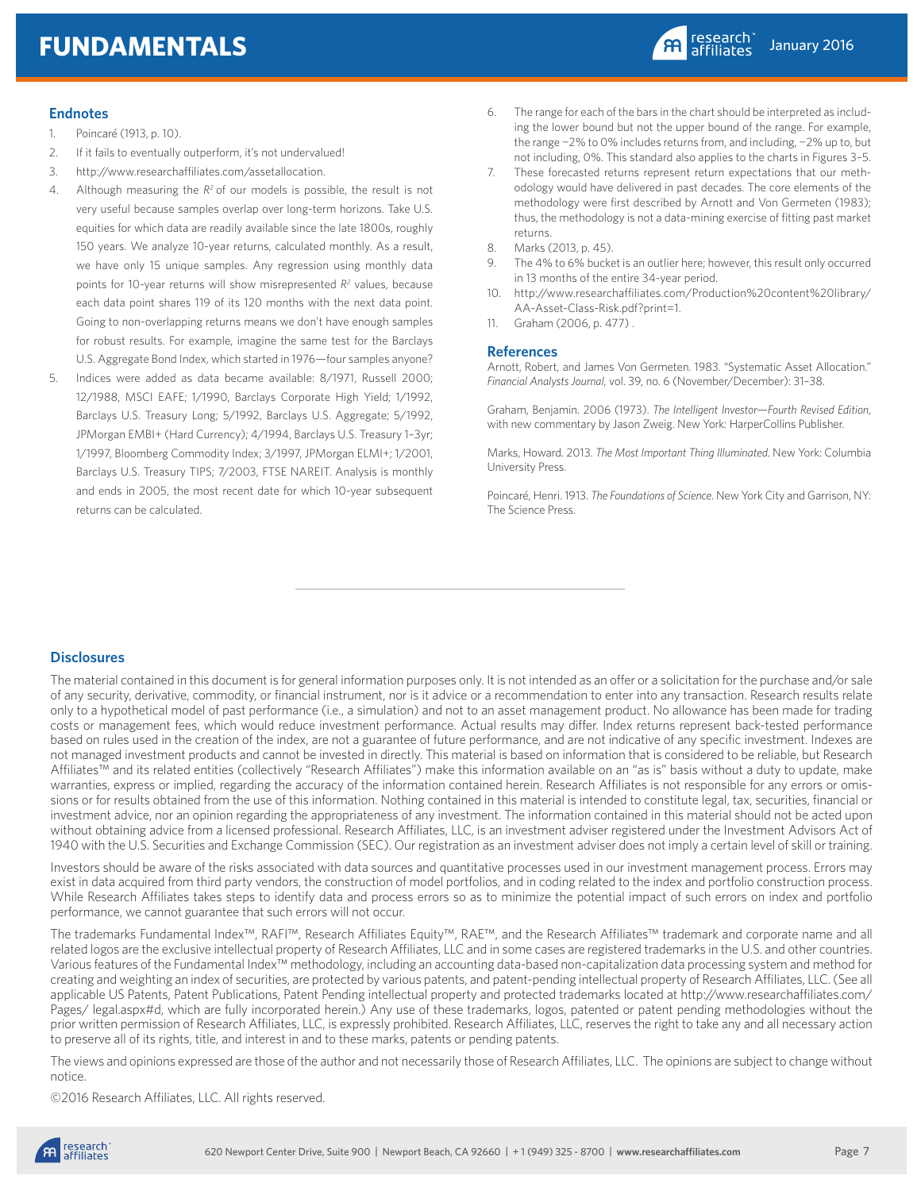## Endnotes

1. Poincaré (1913, p. 10).
2. If it fails to eventually outperform, it's not undervalued!
3. http://www.researchaffiliates.com/assetallocation.
4. Although measuring the $R^2$ of our models is possible, the result is not very useful because samples overlap over long-term horizons. Take U.S. equities for which data are readily available since the late 1800s, roughly 150 years. We analyze 10-year returns, calculated monthly. As a result, we have only 15 unique samples. Any regression using monthly data points for 10-year returns will show misrepresented $R^2$ values, because each data point shares 119 of its 120 months with the next data point. Going to non-overlapping returns means we don't have enough samples for robust results. For example, imagine the same test for the Barclays U.S. Aggregate Bond Index, which started in 1976—four samples anyone?
5. Indices were added as data became available: 8/1971, Russell 2000; 12/1988, MSCI EAFE; 1/1990, Barclays Corporate High Yield; 1/1992, Barclays U.S. Treasury Long; 5/1992, Barclays U.S. Aggregate; 5/1992, JPMorgan EMBI+ (Hard Currency); 4/1994, Barclays U.S. Treasury 1–3yr; 1/1997, Bloomberg Commodity Index; 3/1997, JPMorgan ELMI+; 1/2001, Barclays U.S. Treasury TIPS; 7/2003, FTSE NAREIT. Analysis is monthly and ends in 2005, the most recent date for which 10-year subsequent returns can be calculated.
6. The range for each of the bars in the chart should be interpreted as including the lower bound but not the upper bound of the range. For example, the range −2% to 0% includes returns from, and including, −2% up to, but not including, 0%. This standard also applies to the charts in Figures 3–5.
7. These forecasted returns represent return expectations that our methodology would have delivered in past decades. The core elements of the methodology were first described by Arnott and Von Germeten (1983); thus, the methodology is not a data-mining exercise of fitting past market returns.
8. Marks (2013, p. 45).
9. The 4% to 6% bucket is an outlier here; however, this result only occurred in 13 months of the entire 34-year period.
10. http://www.researchaffiliates.com/Production%20content%20library/AA-Asset-Class-Risk.pdf?print=1.
11. Graham (2006, p. 477) .

## References

Arnott, Robert, and James Von Germeten. 1983. "Systematic Asset Allocation." *Financial Analysts Journal*, vol. 39, no. 6 (November/December): 31–38.

Graham, Benjamin. 2006 (1973). *The Intelligent Investor—Fourth Revised Edition*, with new commentary by Jason Zweig. New York: HarperCollins Publisher.

Marks, Howard. 2013. *The Most Important Thing Illuminated*. New York: Columbia University Press.

Poincaré, Henri. 1913. *The Foundations of Science*. New York City and Garrison, NY: The Science Press.

## Disclosures

The material contained in this document is for general information purposes only. It is not intended as an offer or a solicitation for the purchase and/or sale of any security, derivative, commodity, or financial instrument, nor is it advice or a recommendation to enter into any transaction. Research results relate only to a hypothetical model of past performance (i.e., a simulation) and not to an asset management product. No allowance has been made for trading costs or management fees, which would reduce investment performance. Actual results may differ. Index returns represent back-tested performance based on rules used in the creation of the index, are not a guarantee of future performance, and are not indicative of any specific investment. Indexes are not managed investment products and cannot be invested in directly. This material is based on information that is considered to be reliable, but Research Affiliates™ and its related entities (collectively "Research Affiliates") make this information available on an "as is" basis without a duty to update, make warranties, express or implied, regarding the accuracy of the information contained herein. Research Affiliates is not responsible for any errors or omissions or for results obtained from the use of this information. Nothing contained in this material is intended to constitute legal, tax, securities, financial or investment advice, nor an opinion regarding the appropriateness of any investment. The information contained in this material should not be acted upon without obtaining advice from a licensed professional. Research Affiliates, LLC, is an investment adviser registered under the Investment Advisors Act of 1940 with the U.S. Securities and Exchange Commission (SEC). Our registration as an investment adviser does not imply a certain level of skill or training.

Investors should be aware of the risks associated with data sources and quantitative processes used in our investment management process. Errors may exist in data acquired from third party vendors, the construction of model portfolios, and in coding related to the index and portfolio construction process. While Research Affiliates takes steps to identify data and process errors so as to minimize the potential impact of such errors on index and portfolio performance, we cannot guarantee that such errors will not occur.

The trademarks Fundamental Index™, RAFI™, Research Affiliates Equity™, RAE™, and the Research Affiliates™ trademark and corporate name and all related logos are the exclusive intellectual property of Research Affiliates, LLC and in some cases are registered trademarks in the U.S. and other countries. Various features of the Fundamental Index™ methodology, including an accounting data-based non-capitalization data processing system and method for creating and weighting an index of securities, are protected by various patents, and patent-pending intellectual property of Research Affiliates, LLC. (See all applicable US Patents, Patent Publications, Patent Pending intellectual property and protected trademarks located at http://www.researchaffiliates.com/Pages/ legal.aspx#d, which are fully incorporated herein.) Any use of these trademarks, logos, patented or patent pending methodologies without the prior written permission of Research Affiliates, LLC, is expressly prohibited. Research Affiliates, LLC, reserves the right to take any and all necessary action to preserve all of its rights, title, and interest in and to these marks, patents or pending patents.

The views and opinions expressed are those of the author and not necessarily those of Research Affiliates, LLC. The opinions are subject to change without notice.

©2016 Research Affiliates, LLC. All rights reserved.